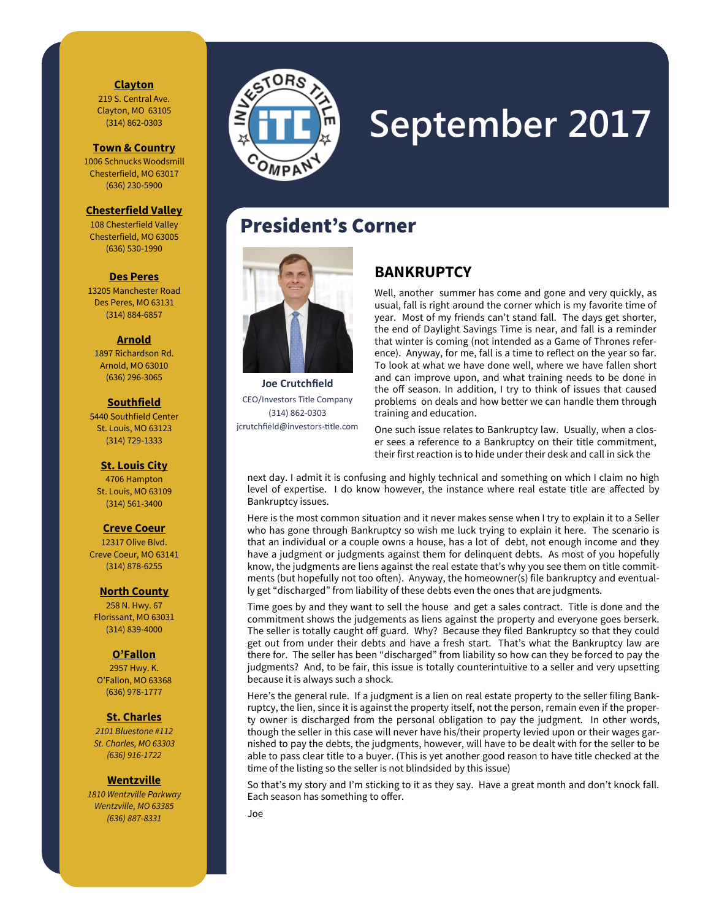# September 2017

**Clayton**
219 S. Central Ave.
Clayton, MO 63105
(314) 862-0303

**Town & Country**
1006 Schnucks Woodsmill
Chesterfield, MO 63017
(636) 230-5900

**Chesterfield Valley**
108 Chesterfield Valley
Chesterfield, MO 63005
(636) 530-1990

**Des Peres**
13205 Manchester Road
Des Peres, MO 63131
(314) 884-6857

**Arnold**
1897 Richardson Rd.
Arnold, MO 63010
(636) 296-3065

**Southfield**
5440 Southfield Center
St. Louis, MO 63123
(314) 729-1333

**St. Louis City**
4706 Hampton
St. Louis, MO 63109
(314) 561-3400

**Creve Coeur**
12317 Olive Blvd.
Creve Coeur, MO 63141
(314) 878-6255

**North County**
258 N. Hwy. 67
Florissant, MO 63031
(314) 839-4000

**O'Fallon**
2957 Hwy. K.
O'Fallon, MO 63368
(636) 978-1777

**St. Charles**
*2101 Bluestone #112*
*St. Charles, MO 63303*
*(636) 916-1722*

**Wentzville**
*1810 Wentzville Parkway*
*Wentzville, MO 63385*
*(636) 887-8331*

## President's Corner

**Joe Crutchfield**
CEO/Investors Title Company
(314) 862-0303
jcrutchfield@investors-title.com

### BANKRUPTCY

Well, another summer has come and gone and very quickly, as usual, fall is right around the corner which is my favorite time of year. Most of my friends can't stand fall. The days get shorter, the end of Daylight Savings Time is near, and fall is a reminder that winter is coming (not intended as a Game of Thrones reference). Anyway, for me, fall is a time to reflect on the year so far. To look at what we have done well, where we have fallen short and can improve upon, and what training needs to be done in the off season. In addition, I try to think of issues that caused problems on deals and how better we can handle them through training and education.

One such issue relates to Bankruptcy law. Usually, when a closer sees a reference to a Bankruptcy on their title commitment, their first reaction is to hide under their desk and call in sick the next day. I admit it is confusing and highly technical and something on which I claim no high level of expertise. I do know however, the instance where real estate title are affected by Bankruptcy issues.

Here is the most common situation and it never makes sense when I try to explain it to a Seller who has gone through Bankruptcy so wish me luck trying to explain it here. The scenario is that an individual or a couple owns a house, has a lot of debt, not enough income and they have a judgment or judgments against them for delinquent debts. As most of you hopefully know, the judgments are liens against the real estate that's why you see them on title commitments (but hopefully not too often). Anyway, the homeowner(s) file bankruptcy and eventually get "discharged" from liability of these debts even the ones that are judgments.

Time goes by and they want to sell the house and get a sales contract. Title is done and the commitment shows the judgements as liens against the property and everyone goes berserk. The seller is totally caught off guard. Why? Because they filed Bankruptcy so that they could get out from under their debts and have a fresh start. That's what the Bankruptcy law are there for. The seller has been "discharged" from liability so how can they be forced to pay the judgments? And, to be fair, this issue is totally counterintuitive to a seller and very upsetting because it is always such a shock.

Here's the general rule. If a judgment is a lien on real estate property to the seller filing Bankruptcy, the lien, since it is against the property itself, not the person, remain even if the property owner is discharged from the personal obligation to pay the judgment. In other words, though the seller in this case will never have his/their property levied upon or their wages garnished to pay the debts, the judgments, however, will have to be dealt with for the seller to be able to pass clear title to a buyer. (This is yet another good reason to have title checked at the time of the listing so the seller is not blindsided by this issue)

So that's my story and I'm sticking to it as they say. Have a great month and don't knock fall. Each season has something to offer.

Joe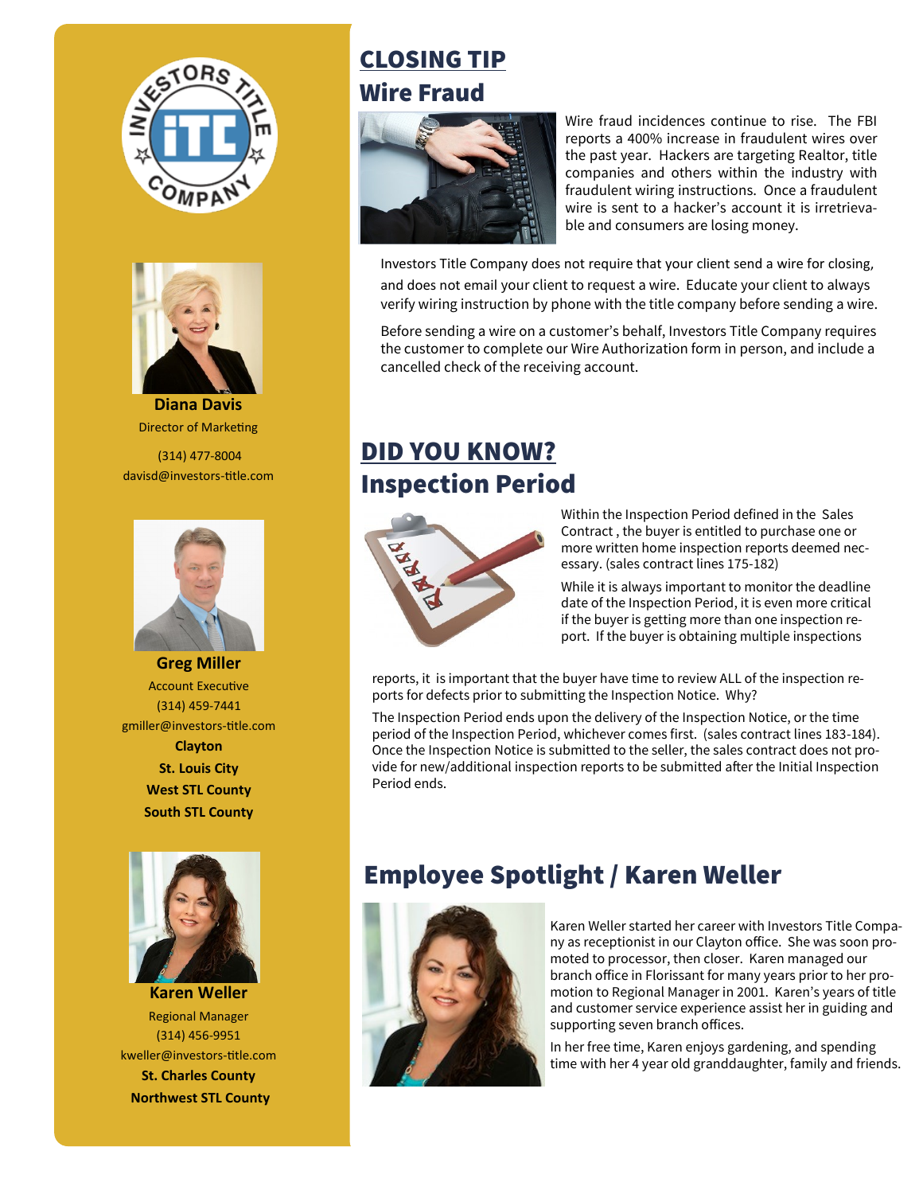## CLOSING TIP

### Wire Fraud

Wire fraud incidences continue to rise. The FBI reports a 400% increase in fraudulent wires over the past year. Hackers are targeting Realtor, title companies and others within the industry with fraudulent wiring instructions. Once a fraudulent wire is sent to a hacker's account it is irretrievable and consumers are losing money.

Investors Title Company does not require that your client send a wire for closing, and does not email your client to request a wire. Educate your client to always verify wiring instruction by phone with the title company before sending a wire.

Before sending a wire on a customer's behalf, Investors Title Company requires the customer to complete our Wire Authorization form in person, and include a cancelled check of the receiving account.

## DID YOU KNOW?

### Inspection Period

Within the Inspection Period defined in the Sales Contract , the buyer is entitled to purchase one or more written home inspection reports deemed necessary. (sales contract lines 175-182)

While it is always important to monitor the deadline date of the Inspection Period, it is even more critical if the buyer is getting more than one inspection report. If the buyer is obtaining multiple inspections reports, it is important that the buyer have time to review ALL of the inspection reports for defects prior to submitting the Inspection Notice. Why?

The Inspection Period ends upon the delivery of the Inspection Notice, or the time period of the Inspection Period, whichever comes first. (sales contract lines 183-184). Once the Inspection Notice is submitted to the seller, the sales contract does not provide for new/additional inspection reports to be submitted after the Initial Inspection Period ends.

## Employee Spotlight / Karen Weller

Karen Weller started her career with Investors Title Company as receptionist in our Clayton office. She was soon promoted to processor, then closer. Karen managed our branch office in Florissant for many years prior to her promotion to Regional Manager in 2001. Karen's years of title and customer service experience assist her in guiding and supporting seven branch offices.

In her free time, Karen enjoys gardening, and spending time with her 4 year old granddaughter, family and friends.

---

**Diana Davis**
Director of Marketing
(314) 477-8004
davisd@investors-title.com

**Greg Miller**
Account Executive
(314) 459-7441
gmiller@investors-title.com
**Clayton**
**St. Louis City**
**West STL County**
**South STL County**

**Karen Weller**
Regional Manager
(314) 456-9951
kweller@investors-title.com
**St. Charles County**
**Northwest STL County**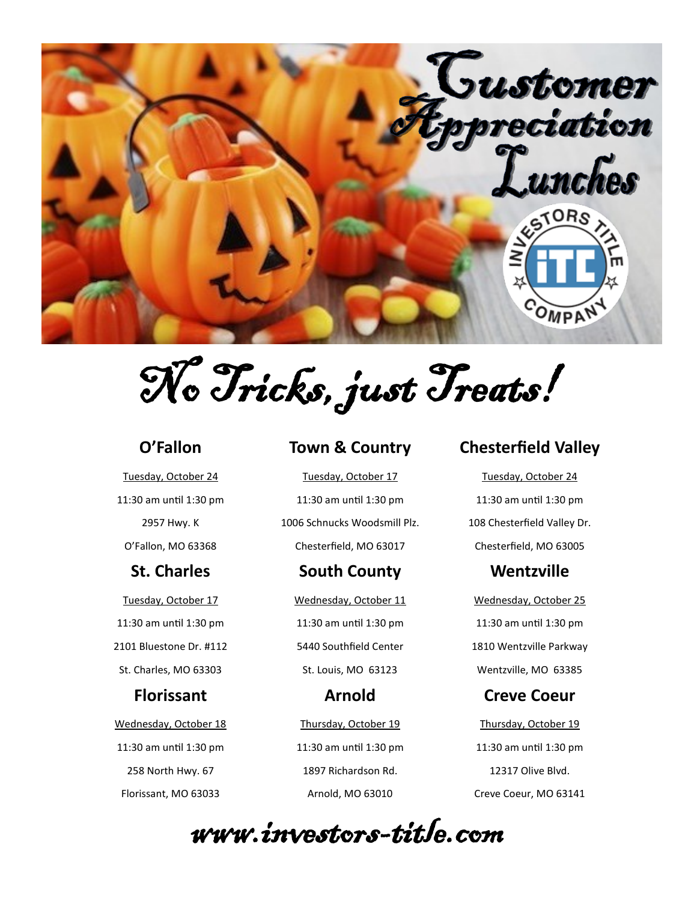# Customer Appreciation Lunches

INVESTORS TITLE COMPANY

## *No Tricks, just Treats!*

### O'Fallon

Tuesday, October 24

11:30 am until 1:30 pm

2957 Hwy. K

O'Fallon, MO 63368

### Town & Country

Tuesday, October 17

11:30 am until 1:30 pm

1006 Schnucks Woodsmill Plz.

Chesterfield, MO 63017

### Chesterfield Valley

Tuesday, October 24

11:30 am until 1:30 pm

108 Chesterfield Valley Dr.

Chesterfield, MO 63005

### St. Charles

Tuesday, October 17

11:30 am until 1:30 pm

2101 Bluestone Dr. #112

St. Charles, MO 63303

### South County

Wednesday, October 11

11:30 am until 1:30 pm

5440 Southfield Center

St. Louis, MO 63123

### Wentzville

Wednesday, October 25

11:30 am until 1:30 pm

1810 Wentzville Parkway

Wentzville, MO 63385

### Florissant

Wednesday, October 18

11:30 am until 1:30 pm

258 North Hwy. 67

Florissant, MO 63033

### Arnold

Thursday, October 19

11:30 am until 1:30 pm

1897 Richardson Rd.

Arnold, MO 63010

### Creve Coeur

Thursday, October 19

11:30 am until 1:30 pm

12317 Olive Blvd.

Creve Coeur, MO 63141

*www.investors-title.com*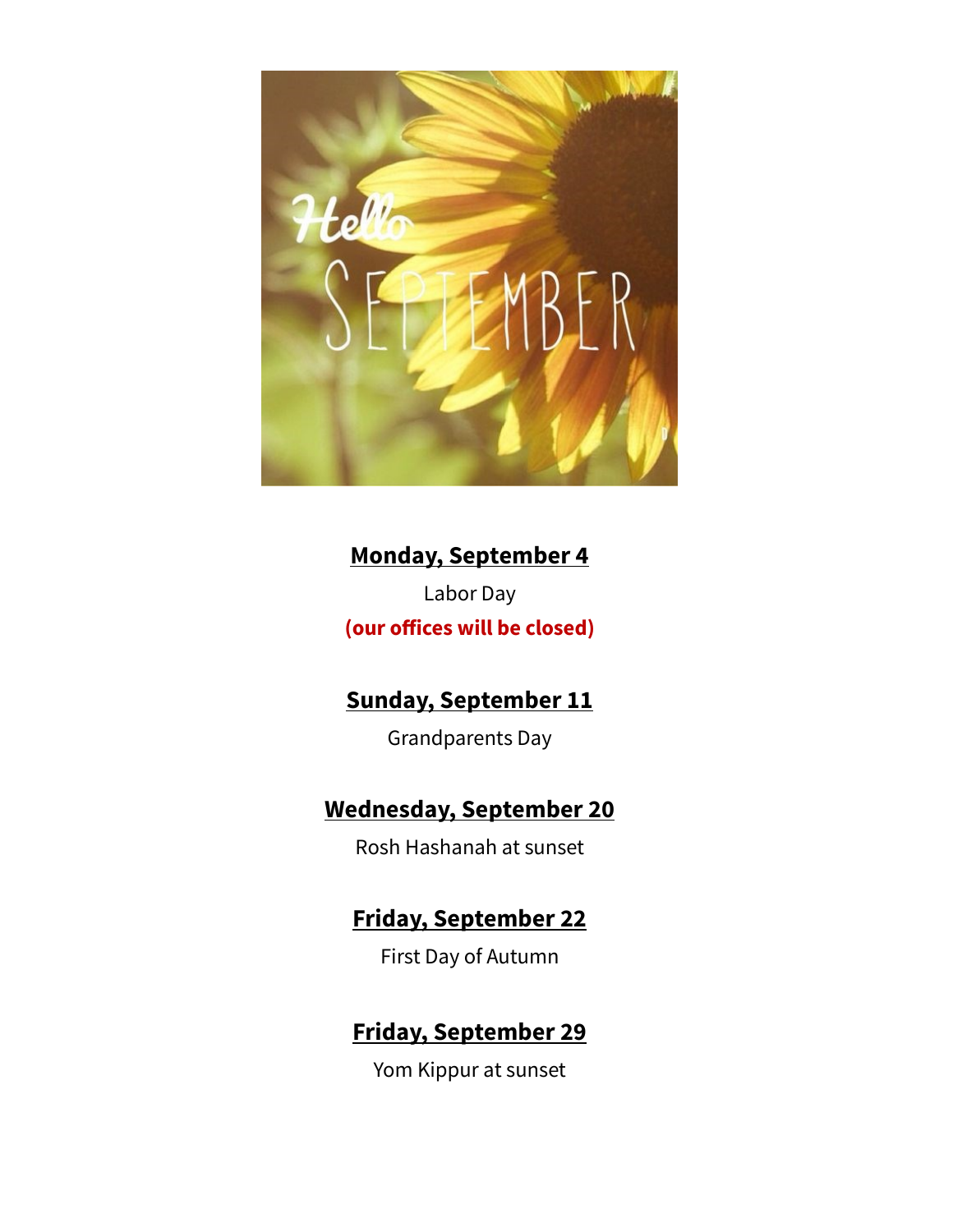**Monday, September 4**

Labor Day

**(our offices will be closed)**

**Sunday, September 11**

Grandparents Day

**Wednesday, September 20**

Rosh Hashanah at sunset

**Friday, September 22**

First Day of Autumn

**Friday, September 29**

Yom Kippur at sunset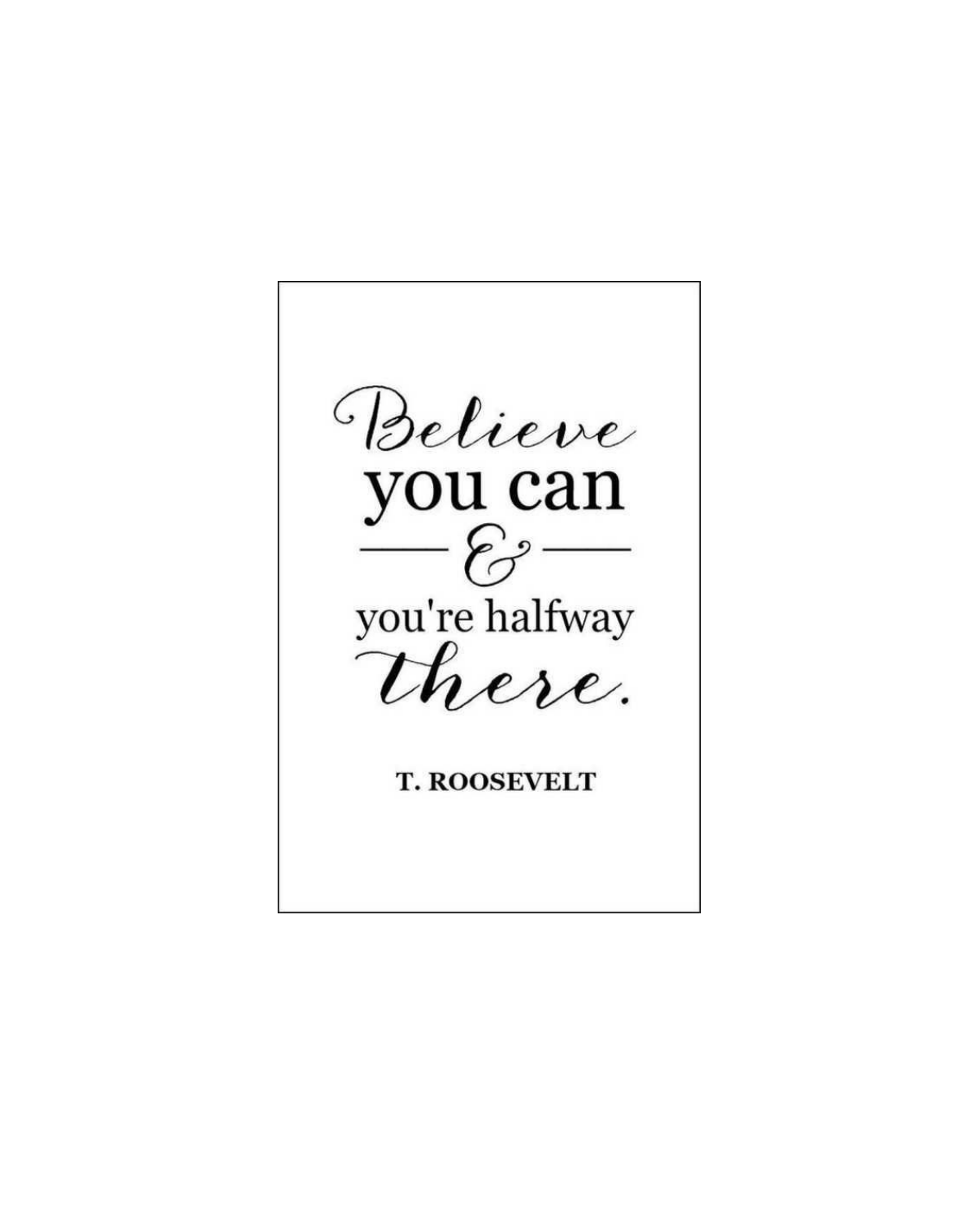*Believe*
you can
— & —
you're halfway
*there.*

**T. ROOSEVELT**